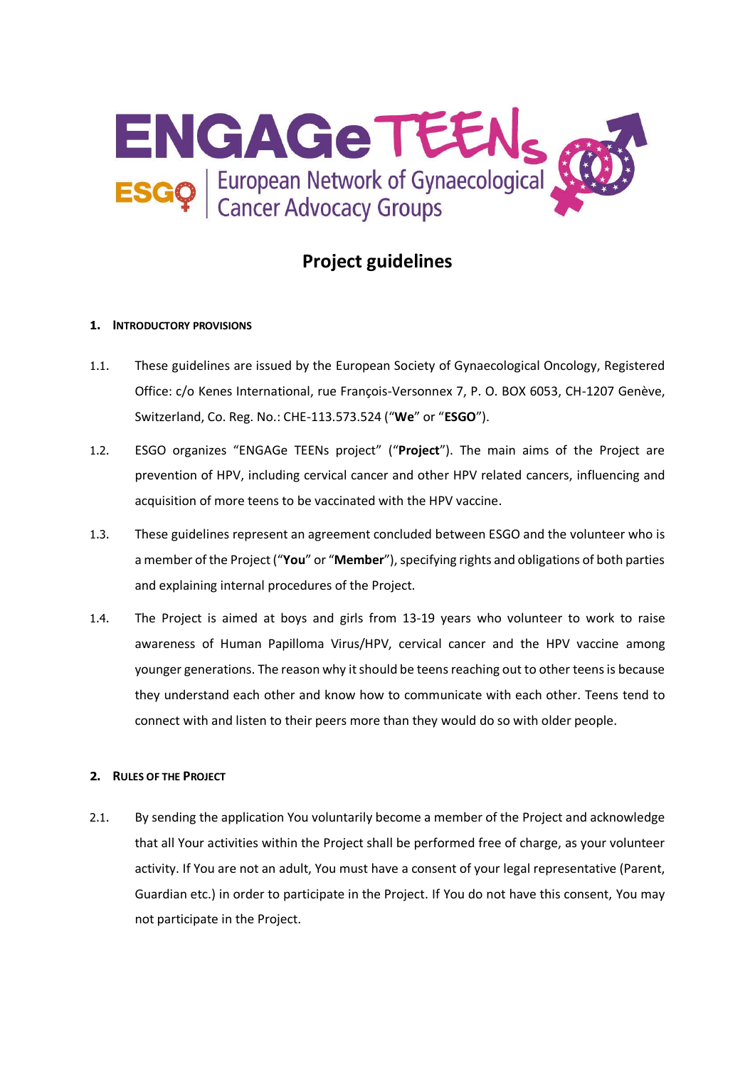# Project guidelines

## 1. Introductory provisions

1.1. These guidelines are issued by the European Society of Gynaecological Oncology, Registered Office: c/o Kenes International, rue François-Versonnex 7, P. O. BOX 6053, CH-1207 Genève, Switzerland, Co. Reg. No.: CHE-113.573.524 ("**We**" or "**ESGO**").

1.2. ESGO organizes "ENGAGe TEENs project" ("**Project**"). The main aims of the Project are prevention of HPV, including cervical cancer and other HPV related cancers, influencing and acquisition of more teens to be vaccinated with the HPV vaccine.

1.3. These guidelines represent an agreement concluded between ESGO and the volunteer who is a member of the Project ("**You**" or "**Member**"), specifying rights and obligations of both parties and explaining internal procedures of the Project.

1.4. The Project is aimed at boys and girls from 13-19 years who volunteer to work to raise awareness of Human Papilloma Virus/HPV, cervical cancer and the HPV vaccine among younger generations. The reason why it should be teens reaching out to other teens is because they understand each other and know how to communicate with each other. Teens tend to connect with and listen to their peers more than they would do so with older people.

## 2. Rules of the Project

2.1. By sending the application You voluntarily become a member of the Project and acknowledge that all Your activities within the Project shall be performed free of charge, as your volunteer activity. If You are not an adult, You must have a consent of your legal representative (Parent, Guardian etc.) in order to participate in the Project. If You do not have this consent, You may not participate in the Project.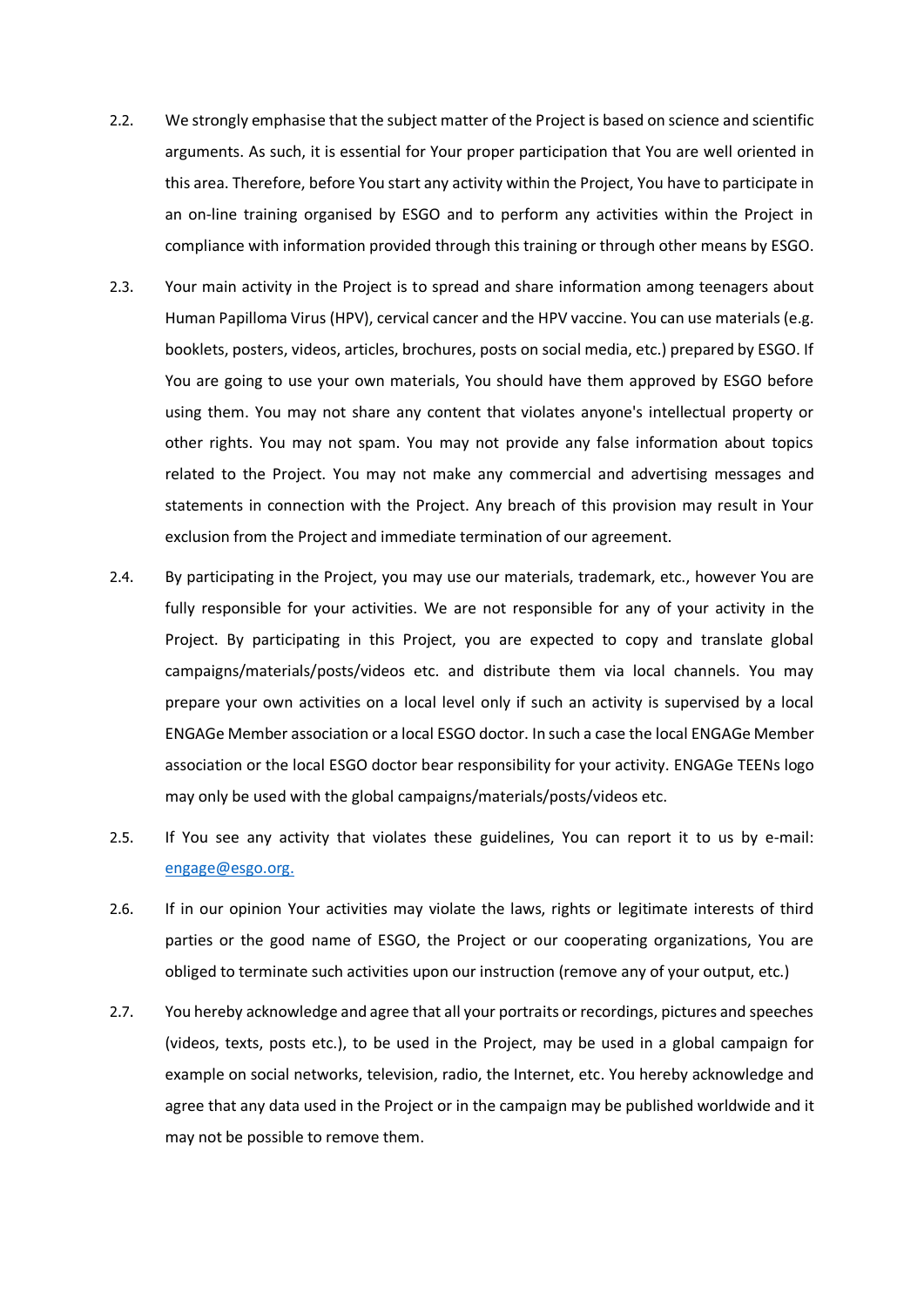2.2. We strongly emphasise that the subject matter of the Project is based on science and scientific arguments. As such, it is essential for Your proper participation that You are well oriented in this area. Therefore, before You start any activity within the Project, You have to participate in an on-line training organised by ESGO and to perform any activities within the Project in compliance with information provided through this training or through other means by ESGO.

2.3. Your main activity in the Project is to spread and share information among teenagers about Human Papilloma Virus (HPV), cervical cancer and the HPV vaccine. You can use materials (e.g. booklets, posters, videos, articles, brochures, posts on social media, etc.) prepared by ESGO. If You are going to use your own materials, You should have them approved by ESGO before using them. You may not share any content that violates anyone's intellectual property or other rights. You may not spam. You may not provide any false information about topics related to the Project. You may not make any commercial and advertising messages and statements in connection with the Project. Any breach of this provision may result in Your exclusion from the Project and immediate termination of our agreement.

2.4. By participating in the Project, you may use our materials, trademark, etc., however You are fully responsible for your activities. We are not responsible for any of your activity in the Project. By participating in this Project, you are expected to copy and translate global campaigns/materials/posts/videos etc. and distribute them via local channels. You may prepare your own activities on a local level only if such an activity is supervised by a local ENGAGe Member association or a local ESGO doctor. In such a case the local ENGAGe Member association or the local ESGO doctor bear responsibility for your activity. ENGAGe TEENs logo may only be used with the global campaigns/materials/posts/videos etc.

2.5. If You see any activity that violates these guidelines, You can report it to us by e-mail: engage@esgo.org.

2.6. If in our opinion Your activities may violate the laws, rights or legitimate interests of third parties or the good name of ESGO, the Project or our cooperating organizations, You are obliged to terminate such activities upon our instruction (remove any of your output, etc.)

2.7. You hereby acknowledge and agree that all your portraits or recordings, pictures and speeches (videos, texts, posts etc.), to be used in the Project, may be used in a global campaign for example on social networks, television, radio, the Internet, etc. You hereby acknowledge and agree that any data used in the Project or in the campaign may be published worldwide and it may not be possible to remove them.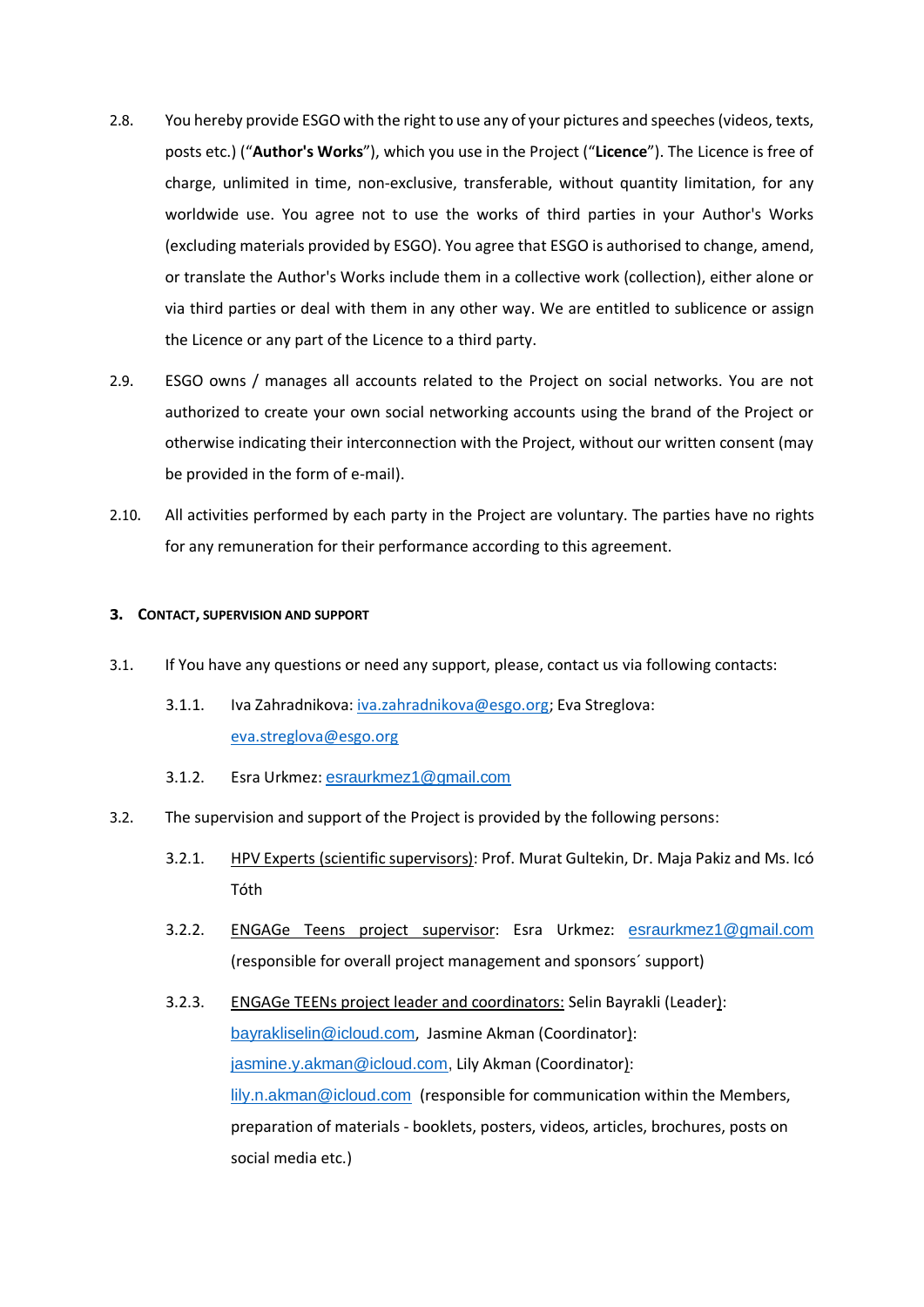2.8. You hereby provide ESGO with the right to use any of your pictures and speeches (videos, texts, posts etc.) ("**Author's Works**"), which you use in the Project ("**Licence**"). The Licence is free of charge, unlimited in time, non-exclusive, transferable, without quantity limitation, for any worldwide use. You agree not to use the works of third parties in your Author's Works (excluding materials provided by ESGO). You agree that ESGO is authorised to change, amend, or translate the Author's Works include them in a collective work (collection), either alone or via third parties or deal with them in any other way. We are entitled to sublicence or assign the Licence or any part of the Licence to a third party.

2.9. ESGO owns / manages all accounts related to the Project on social networks. You are not authorized to create your own social networking accounts using the brand of the Project or otherwise indicating their interconnection with the Project, without our written consent (may be provided in the form of e-mail).

2.10. All activities performed by each party in the Project are voluntary. The parties have no rights for any remuneration for their performance according to this agreement.

## 3. Contact, supervision and support

3.1. If You have any questions or need any support, please, contact us via following contacts:

3.1.1. Iva Zahradnikova: iva.zahradnikova@esgo.org; Eva Streglova: eva.streglova@esgo.org

3.1.2. Esra Urkmez: esraurkmez1@gmail.com

3.2. The supervision and support of the Project is provided by the following persons:

3.2.1. HPV Experts (scientific supervisors): Prof. Murat Gultekin, Dr. Maja Pakiz and Ms. Icó Tóth

3.2.2. ENGAGe Teens project supervisor: Esra Urkmez: esraurkmez1@gmail.com (responsible for overall project management and sponsors´ support)

3.2.3. ENGAGe TEENs project leader and coordinators: Selin Bayrakli (Leader): bayrakliselin@icloud.com, Jasmine Akman (Coordinator): jasmine.y.akman@icloud.com, Lily Akman (Coordinator): lily.n.akman@icloud.com (responsible for communication within the Members, preparation of materials - booklets, posters, videos, articles, brochures, posts on social media etc.)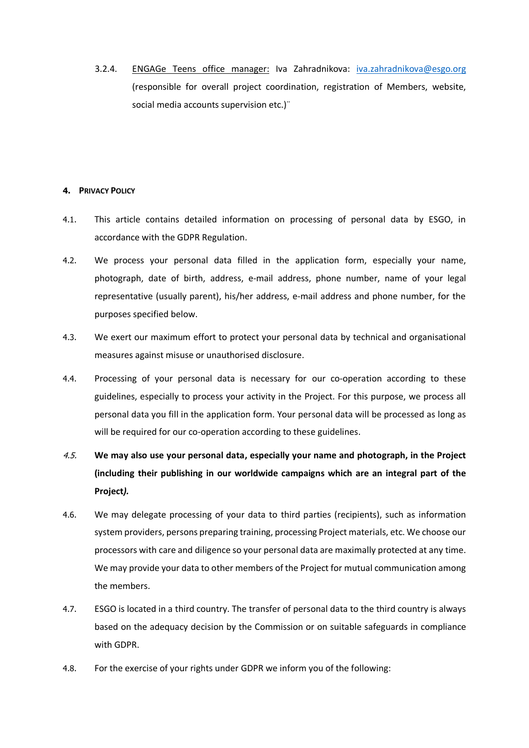3.2.4. <u>ENGAGe Teens office manager:</u> Iva Zahradnikova: [iva.zahradnikova@esgo.org](mailto:iva.zahradnikova@esgo.org) (responsible for overall project coordination, registration of Members, website, social media accounts supervision etc.)¨

## 4. PRIVACY POLICY

4.1. This article contains detailed information on processing of personal data by ESGO, in accordance with the GDPR Regulation.

4.2. We process your personal data filled in the application form, especially your name, photograph, date of birth, address, e-mail address, phone number, name of your legal representative (usually parent), his/her address, e-mail address and phone number, for the purposes specified below.

4.3. We exert our maximum effort to protect your personal data by technical and organisational measures against misuse or unauthorised disclosure.

4.4. Processing of your personal data is necessary for our co-operation according to these guidelines, especially to process your activity in the Project. For this purpose, we process all personal data you fill in the application form. Your personal data will be processed as long as will be required for our co-operation according to these guidelines.

*4.5.* **We may also use your personal data, especially your name and photograph, in the Project (including their publishing in our worldwide campaigns which are an integral part of the Project*).***

4.6. We may delegate processing of your data to third parties (recipients), such as information system providers, persons preparing training, processing Project materials, etc. We choose our processors with care and diligence so your personal data are maximally protected at any time. We may provide your data to other members of the Project for mutual communication among the members.

4.7. ESGO is located in a third country. The transfer of personal data to the third country is always based on the adequacy decision by the Commission or on suitable safeguards in compliance with GDPR.

4.8. For the exercise of your rights under GDPR we inform you of the following: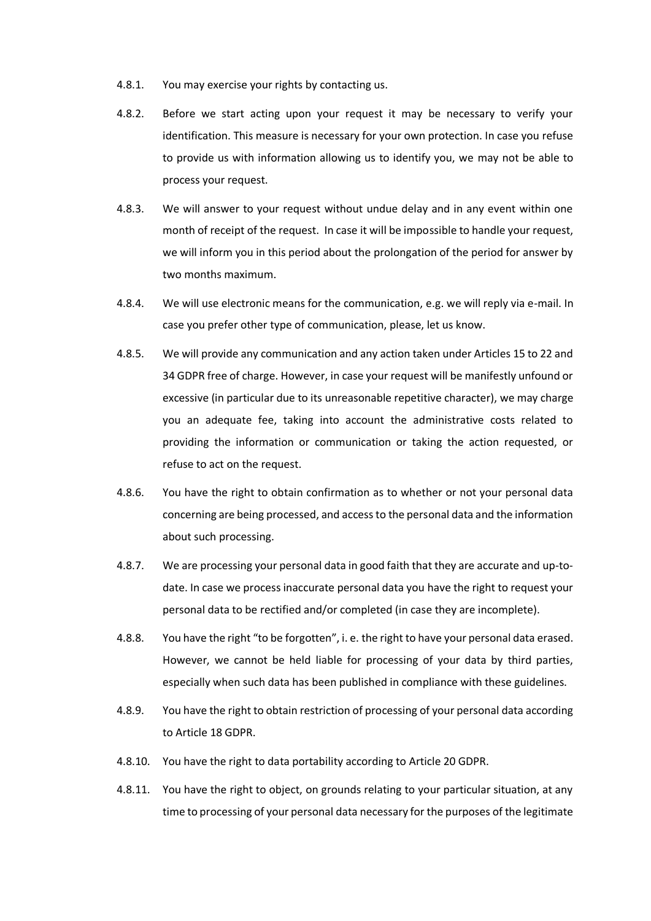4.8.1. You may exercise your rights by contacting us.

4.8.2. Before we start acting upon your request it may be necessary to verify your identification. This measure is necessary for your own protection. In case you refuse to provide us with information allowing us to identify you, we may not be able to process your request.

4.8.3. We will answer to your request without undue delay and in any event within one month of receipt of the request. In case it will be impossible to handle your request, we will inform you in this period about the prolongation of the period for answer by two months maximum.

4.8.4. We will use electronic means for the communication, e.g. we will reply via e-mail. In case you prefer other type of communication, please, let us know.

4.8.5. We will provide any communication and any action taken under Articles 15 to 22 and 34 GDPR free of charge. However, in case your request will be manifestly unfound or excessive (in particular due to its unreasonable repetitive character), we may charge you an adequate fee, taking into account the administrative costs related to providing the information or communication or taking the action requested, or refuse to act on the request.

4.8.6. You have the right to obtain confirmation as to whether or not your personal data concerning are being processed, and access to the personal data and the information about such processing.

4.8.7. We are processing your personal data in good faith that they are accurate and up-to-date. In case we process inaccurate personal data you have the right to request your personal data to be rectified and/or completed (in case they are incomplete).

4.8.8. You have the right "to be forgotten", i. e. the right to have your personal data erased. However, we cannot be held liable for processing of your data by third parties, especially when such data has been published in compliance with these guidelines.

4.8.9. You have the right to obtain restriction of processing of your personal data according to Article 18 GDPR.

4.8.10. You have the right to data portability according to Article 20 GDPR.

4.8.11. You have the right to object, on grounds relating to your particular situation, at any time to processing of your personal data necessary for the purposes of the legitimate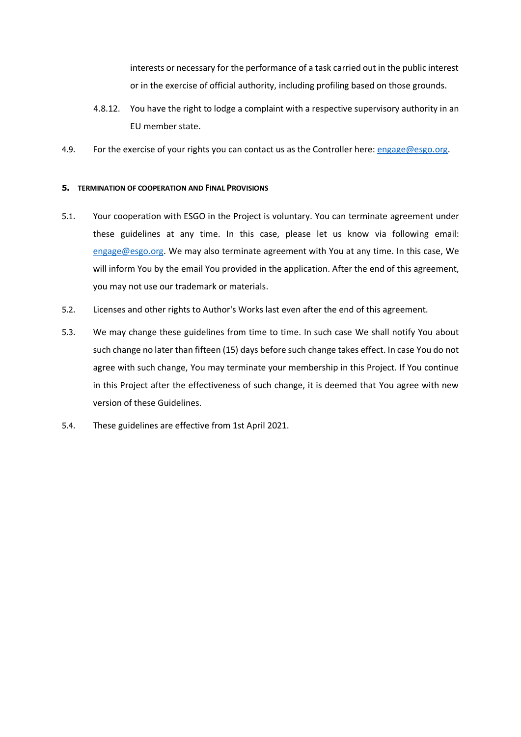interests or necessary for the performance of a task carried out in the public interest or in the exercise of official authority, including profiling based on those grounds.

4.8.12. You have the right to lodge a complaint with a respective supervisory authority in an EU member state.

4.9. For the exercise of your rights you can contact us as the Controller here: engage@esgo.org.

## 5. TERMINATION OF COOPERATION AND FINAL PROVISIONS

5.1. Your cooperation with ESGO in the Project is voluntary. You can terminate agreement under these guidelines at any time. In this case, please let us know via following email: engage@esgo.org. We may also terminate agreement with You at any time. In this case, We will inform You by the email You provided in the application. After the end of this agreement, you may not use our trademark or materials.

5.2. Licenses and other rights to Author's Works last even after the end of this agreement.

5.3. We may change these guidelines from time to time. In such case We shall notify You about such change no later than fifteen (15) days before such change takes effect. In case You do not agree with such change, You may terminate your membership in this Project. If You continue in this Project after the effectiveness of such change, it is deemed that You agree with new version of these Guidelines.

5.4. These guidelines are effective from 1st April 2021.